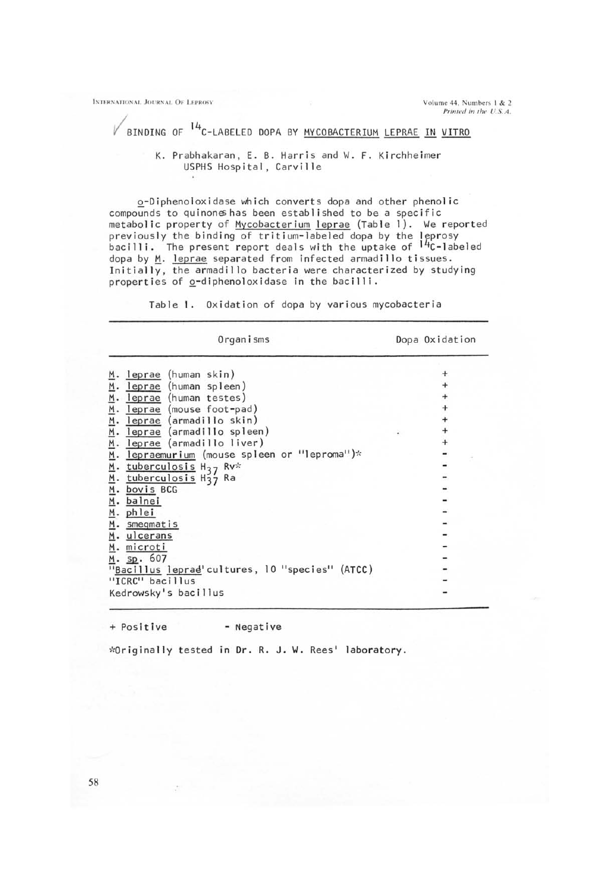# BINDING OF $^{14}$C-LABELED DOPA BY MYCOBACTERIUM LEPRAE IN VITRO

K. Prabhakaran, E. B. Harris and W. F. Kirchheimer
USPHS Hospital, Carville

o-Diphenoloxidase which converts dopa and other phenolic compounds to quinones has been established to be a specific metabolic property of *Mycobacterium leprae* (Table 1). We reported previously the binding of tritium-labeled dopa by the leprosy bacilli. The present report deals with the uptake of $^{14}$C-labeled dopa by *M. leprae* separated from infected armadillo tissues. Initially, the armadillo bacteria were characterized by studying properties of o-diphenoloxidase in the bacilli.

Table 1. Oxidation of dopa by various mycobacteria

| Organisms | Dopa Oxidation |
|---|---|
| *M. leprae* (human skin) | + |
| *M. leprae* (human spleen) | + |
| *M. leprae* (human testes) | + |
| *M. leprae* (mouse foot-pad) | + |
| *M. leprae* (armadillo skin) | + |
| *M. leprae* (armadillo spleen) | + |
| *M. leprae* (armadillo liver) | + |
| *M. lepraemurium* (mouse spleen or "leproma")* | - |
| *M. tuberculosis* $H_{37}$ Rv* | - |
| *M. tuberculosis* $H_{37}$ Ra | - |
| *M. bovis* BCG | - |
| *M. balnei* | - |
| *M. phlei* | - |
| *M. smegmatis* | - |
| *M. ulcerans* | - |
| *M. microti* | - |
| *M. sp.* 607 | - |
| "*Bacillus leprae*" cultures, 10 "species" (ATCC) | - |
| "ICRC" bacillus | - |
| Kedrowsky's bacillus | - |

\+ Positive  - Negative

*Originally tested in Dr. R. J. W. Rees' laboratory.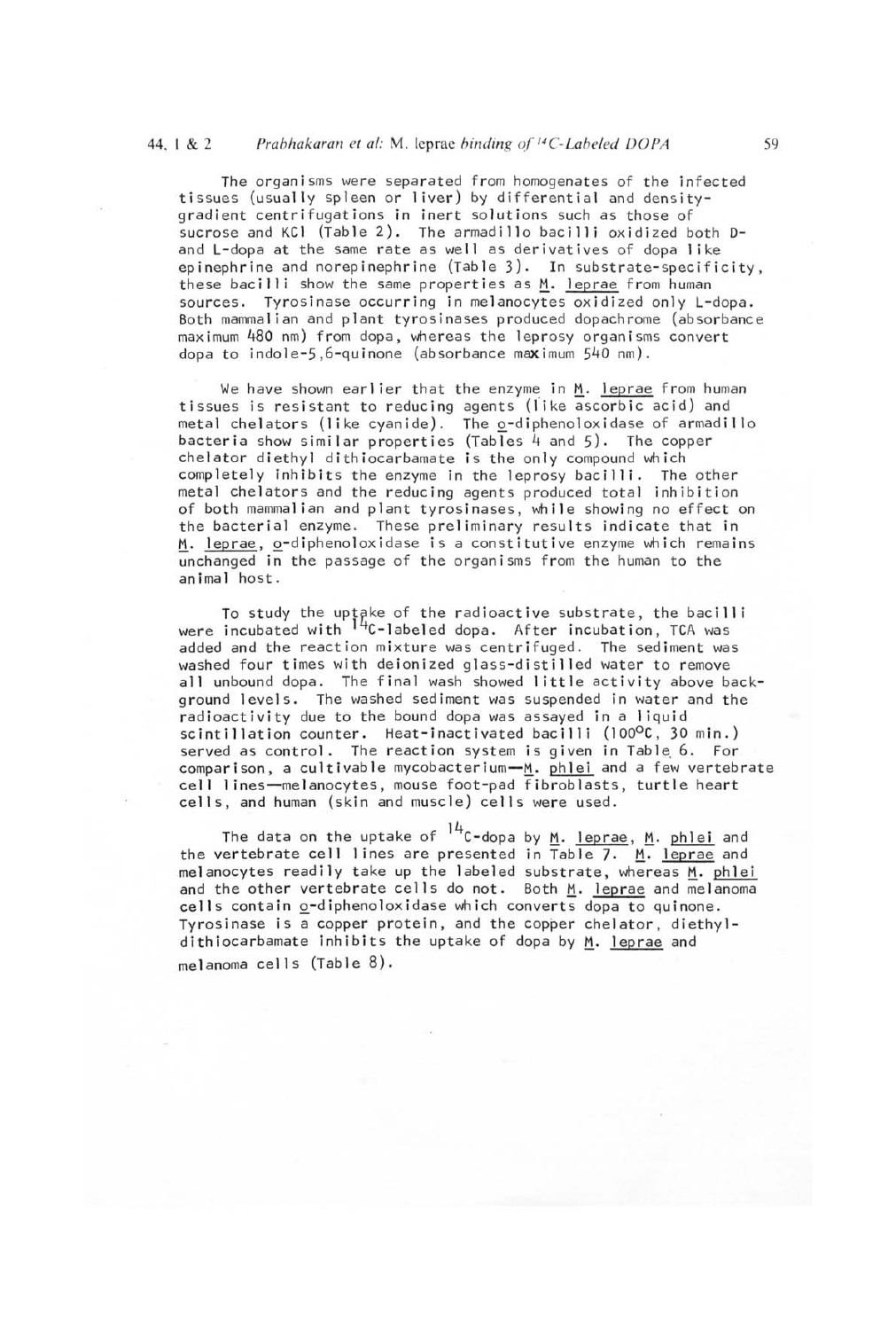The organisms were separated from homogenates of the infected tissues (usually spleen or liver) by differential and density-gradient centrifugations in inert solutions such as those of sucrose and KCl (Table 2). The armadillo bacilli oxidized both D- and L-dopa at the same rate as well as derivatives of dopa like epinephrine and norepinephrine (Table 3). In substrate-specificity, these bacilli show the same properties as M. leprae from human sources. Tyrosinase occurring in melanocytes oxidized only L-dopa. Both mammalian and plant tyrosinases produced dopachrome (absorbance maximum 480 nm) from dopa, whereas the leprosy organisms convert dopa to indole-5,6-quinone (absorbance maximum 540 nm).

We have shown earlier that the enzyme in M. leprae from human tissues is resistant to reducing agents (like ascorbic acid) and metal chelators (like cyanide). The o-diphenoloxidase of armadillo bacteria show similar properties (Tables 4 and 5). The copper chelator diethyl dithiocarbamate is the only compound which completely inhibits the enzyme in the leprosy bacilli. The other metal chelators and the reducing agents produced total inhibition of both mammalian and plant tyrosinases, while showing no effect on the bacterial enzyme. These preliminary results indicate that in M. leprae, o-diphenoloxidase is a constitutive enzyme which remains unchanged in the passage of the organisms from the human to the animal host.

To study the uptake of the radioactive substrate, the bacilli were incubated with $^{14}C$-labeled dopa. After incubation, TCA was added and the reaction mixture was centrifuged. The sediment was washed four times with deionized glass-distilled water to remove all unbound dopa. The final wash showed little activity above background levels. The washed sediment was suspended in water and the radioactivity due to the bound dopa was assayed in a liquid scintillation counter. Heat-inactivated bacilli (100°C, 30 min.) served as control. The reaction system is given in Table 6. For comparison, a cultivable mycobacterium—M. phlei and a few vertebrate cell lines—melanocytes, mouse foot-pad fibroblasts, turtle heart cells, and human (skin and muscle) cells were used.

The data on the uptake of $^{14}C$-dopa by M. leprae, M. phlei and the vertebrate cell lines are presented in Table 7. M. leprae and melanocytes readily take up the labeled substrate, whereas M. phlei and the other vertebrate cells do not. Both M. leprae and melanoma cells contain o-diphenoloxidase which converts dopa to quinone. Tyrosinase is a copper protein, and the copper chelator, diethyldithiocarbamate inhibits the uptake of dopa by M. leprae and melanoma cells (Table 8).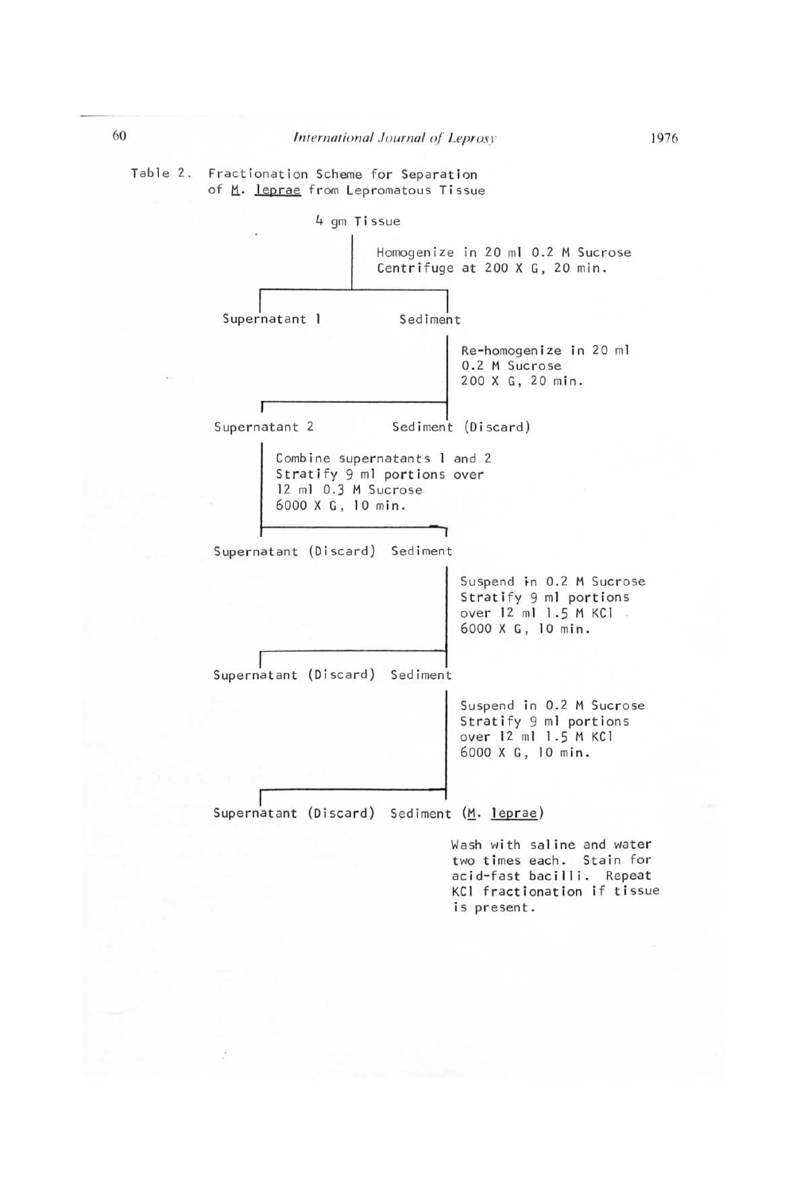Table 2. Fractionation Scheme for Separation of *M. leprae* from Lepromatous Tissue

4 gm Tissue

- Homogenize in 20 ml 0.2 M Sucrose
- Centrifuge at 200 X G, 20 min.

Supernatant 1 | Sediment

- (Sediment) Re-homogenize in 20 ml 0.2 M Sucrose
- 200 X G, 20 min.

Supernatant 2 | Sediment (Discard)

- Combine supernatants 1 and 2
- Stratify 9 ml portions over 12 ml 0.3 M Sucrose
- 6000 X G, 10 min.

Supernatant (Discard) | Sediment

- Suspend in 0.2 M Sucrose
- Stratify 9 ml portions over 12 ml 1.5 M KCl
- 6000 X G, 10 min.

Supernatant (Discard) | Sediment

- Suspend in 0.2 M Sucrose
- Stratify 9 ml portions over 12 ml 1.5 M KCl
- 6000 X G, 10 min.

Supernatant (Discard) | Sediment (*M. leprae*)

Wash with saline and water two times each. Stain for acid-fast bacilli. Repeat KCl fractionation if tissue is present.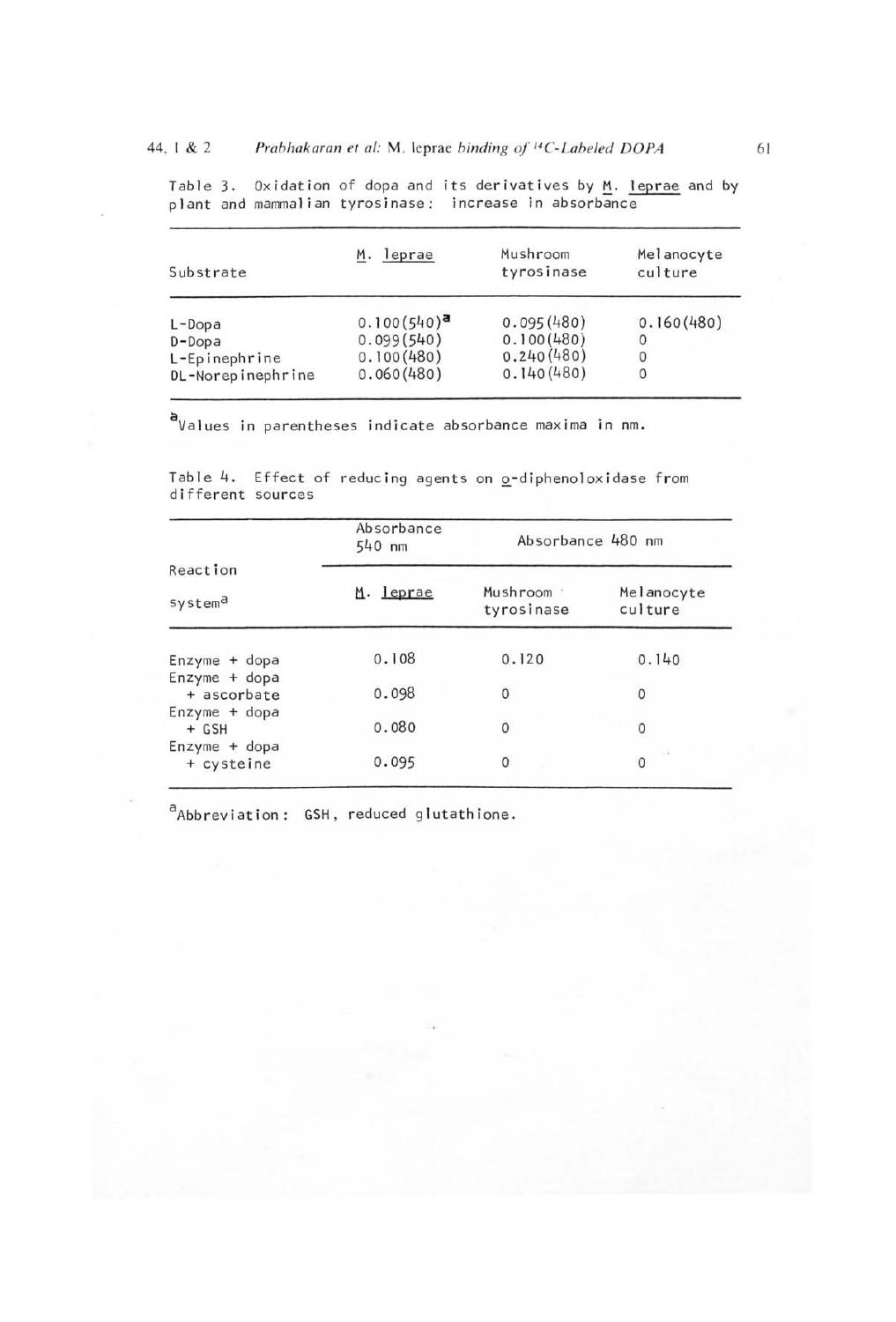Table 3. Oxidation of dopa and its derivatives by _M. leprae_ and by plant and mammalian tyrosinase: increase in absorbance

| Substrate | _M. leprae_ | Mushroom tyrosinase | Melanocyte culture |
|---|---|---|---|
| L-Dopa | 0.100(540)[a] | 0.095(480) | 0.160(480) |
| D-Dopa | 0.099(540) | 0.100(480) | 0 |
| L-Epinephrine | 0.100(480) | 0.240(480) | 0 |
| DL-Norepinephrine | 0.060(480) | 0.140(480) | 0 |

[a]Values in parentheses indicate absorbance maxima in nm.

Table 4. Effect of reducing agents on _o_-diphenoloxidase from different sources

| Reaction system[a] | Absorbance 540 nm | Absorbance 480 nm | |
|---|---|---|---|
| | _M. leprae_ | Mushroom tyrosinase | Melanocyte culture |
| Enzyme + dopa | 0.108 | 0.120 | 0.140 |
| Enzyme + dopa + ascorbate | 0.098 | 0 | 0 |
| Enzyme + dopa + GSH | 0.080 | 0 | 0 |
| Enzyme + dopa + cysteine | 0.095 | 0 | 0 |

[a]Abbreviation: GSH, reduced glutathione.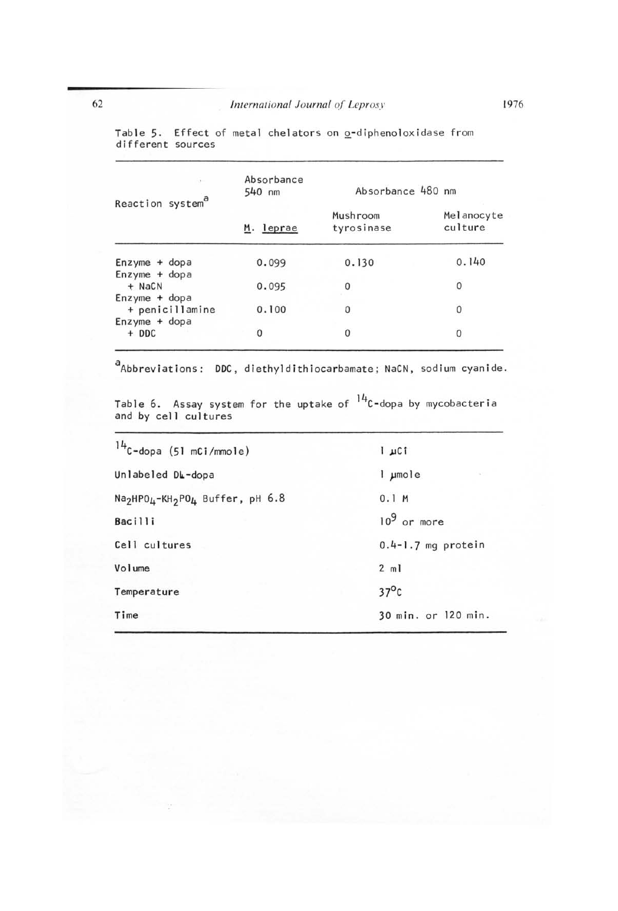Table 5. Effect of metal chelators on *o*-diphenoloxidase from different sources

| Reaction system[a] | Absorbance 540 nm | Absorbance 480 nm | |
|---|---|---|---|
| | *M. leprae* | Mushroom tyrosinase | Melanocyte culture |
| Enzyme + dopa | 0.099 | 0.130 | 0.140 |
| Enzyme + dopa + NaCN | 0.095 | 0 | 0 |
| Enzyme + dopa + penicillamine | 0.100 | 0 | 0 |
| Enzyme + dopa + DDC | 0 | 0 | 0 |

[a]Abbreviations: DDC, diethyldithiocarbamate; NaCN, sodium cyanide.

Table 6. Assay system for the uptake of $^{14}C$-dopa by mycobacteria and by cell cultures

| | |
|---|---|
| $^{14}C$-dopa (51 mCi/mmole) | 1 μCi |
| Unlabeled DL-dopa | 1 μmole |
| $Na_2HPO_4$-$KH_2PO_4$ Buffer, pH 6.8 | 0.1 M |
| Bacilli | $10^9$ or more |
| Cell cultures | 0.4-1.7 mg protein |
| Volume | 2 ml |
| Temperature | 37°C |
| Time | 30 min. or 120 min. |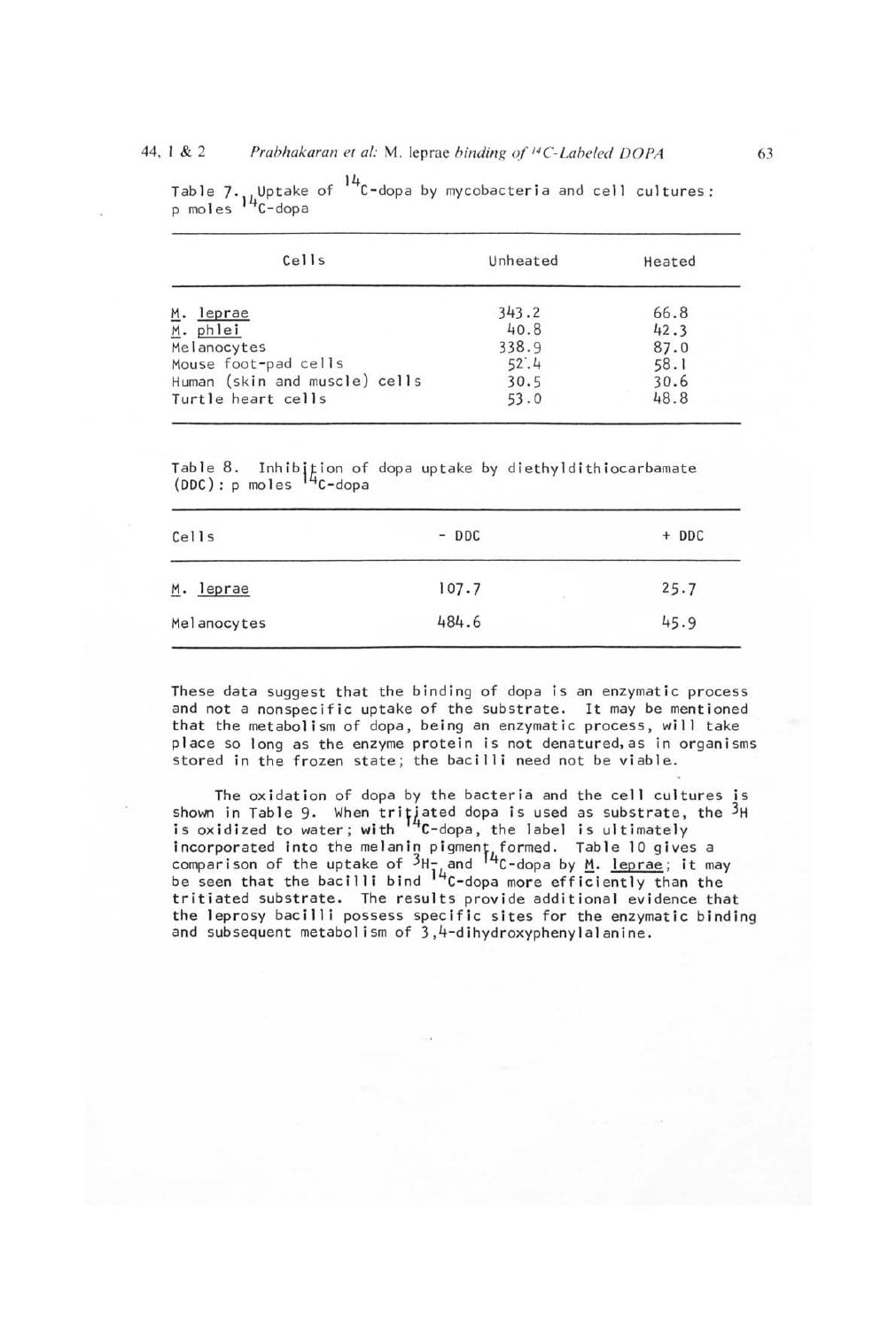Table 7. Uptake of $^{14}$C-dopa by mycobacteria and cell cultures: p moles $^{14}$C-dopa

| Cells | Unheated | Heated |
|---|---|---|
| *M. leprae* | 343.2 | 66.8 |
| *M. phlei* | 40.8 | 42.3 |
| Melanocytes | 338.9 | 87.0 |
| Mouse foot-pad cells | 52.4 | 58.1 |
| Human (skin and muscle) cells | 30.5 | 30.6 |
| Turtle heart cells | 53.0 | 48.8 |

Table 8. Inhibition of dopa uptake by diethyldithiocarbamate (DDC): p moles $^{14}$C-dopa

| Cells | - DDC | + DDC |
|---|---|---|
| *M. leprae* | 107.7 | 25.7 |
| Melanocytes | 484.6 | 45.9 |

These data suggest that the binding of dopa is an enzymatic process and not a nonspecific uptake of the substrate. It may be mentioned that the metabolism of dopa, being an enzymatic process, will take place so long as the enzyme protein is not denatured, as in organisms stored in the frozen state; the bacilli need not be viable.

The oxidation of dopa by the bacteria and the cell cultures is shown in Table 9. When tritiated dopa is used as substrate, the $^{3}$H is oxidized to water; with $^{14}$C-dopa, the label is ultimately incorporated into the melanin pigment formed. Table 10 gives a comparison of the uptake of $^{3}$H- and $^{14}$C-dopa by *M. leprae*; it may be seen that the bacilli bind $^{14}$C-dopa more efficiently than the tritiated substrate. The results provide additional evidence that the leprosy bacilli possess specific sites for the enzymatic binding and subsequent metabolism of 3,4-dihydroxyphenylalanine.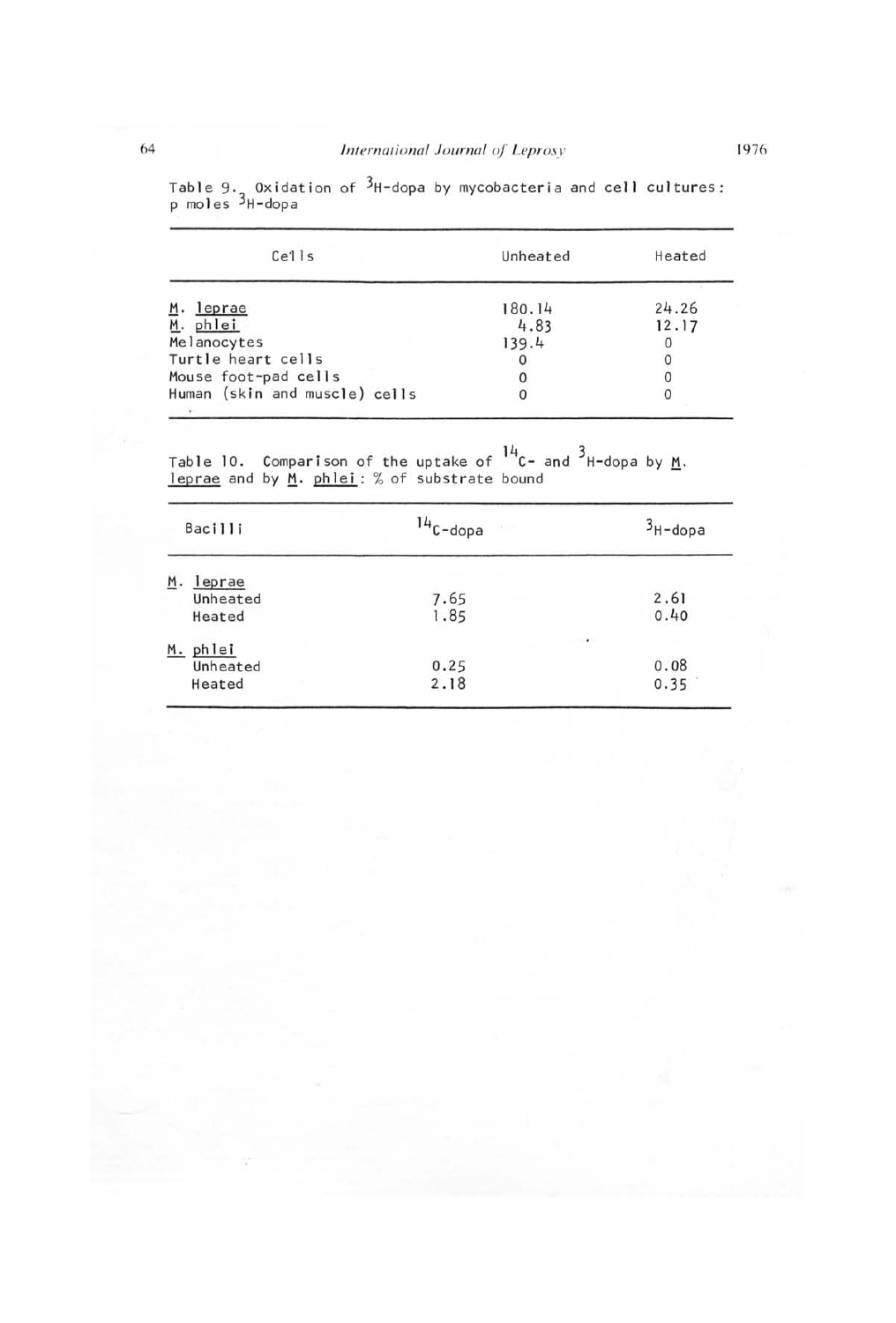Table 9. Oxidation of $^{3}H$-dopa by mycobacteria and cell cultures: p moles $^{3}H$-dopa

| Cells | Unheated | Heated |
|---|---|---|
| *M. leprae* | 180.14 | 24.26 |
| *M. phlei* | 4.83 | 12.17 |
| Melanocytes | 139.4 | 0 |
| Turtle heart cells | 0 | 0 |
| Mouse foot-pad cells | 0 | 0 |
| Human (skin and muscle) cells | 0 | 0 |

Table 10. Comparison of the uptake of $^{14}C$- and $^{3}H$-dopa by *M. leprae* and by *M. phlei*: % of substrate bound

| Bacilli | $^{14}C$-dopa | $^{3}H$-dopa |
|---|---|---|
| *M. leprae* | | |
| Unheated | 7.65 | 2.61 |
| Heated | 1.85 | 0.40 |
| *M. phlei* | | |
| Unheated | 0.25 | 0.08 |
| Heated | 2.18 | 0.35 |